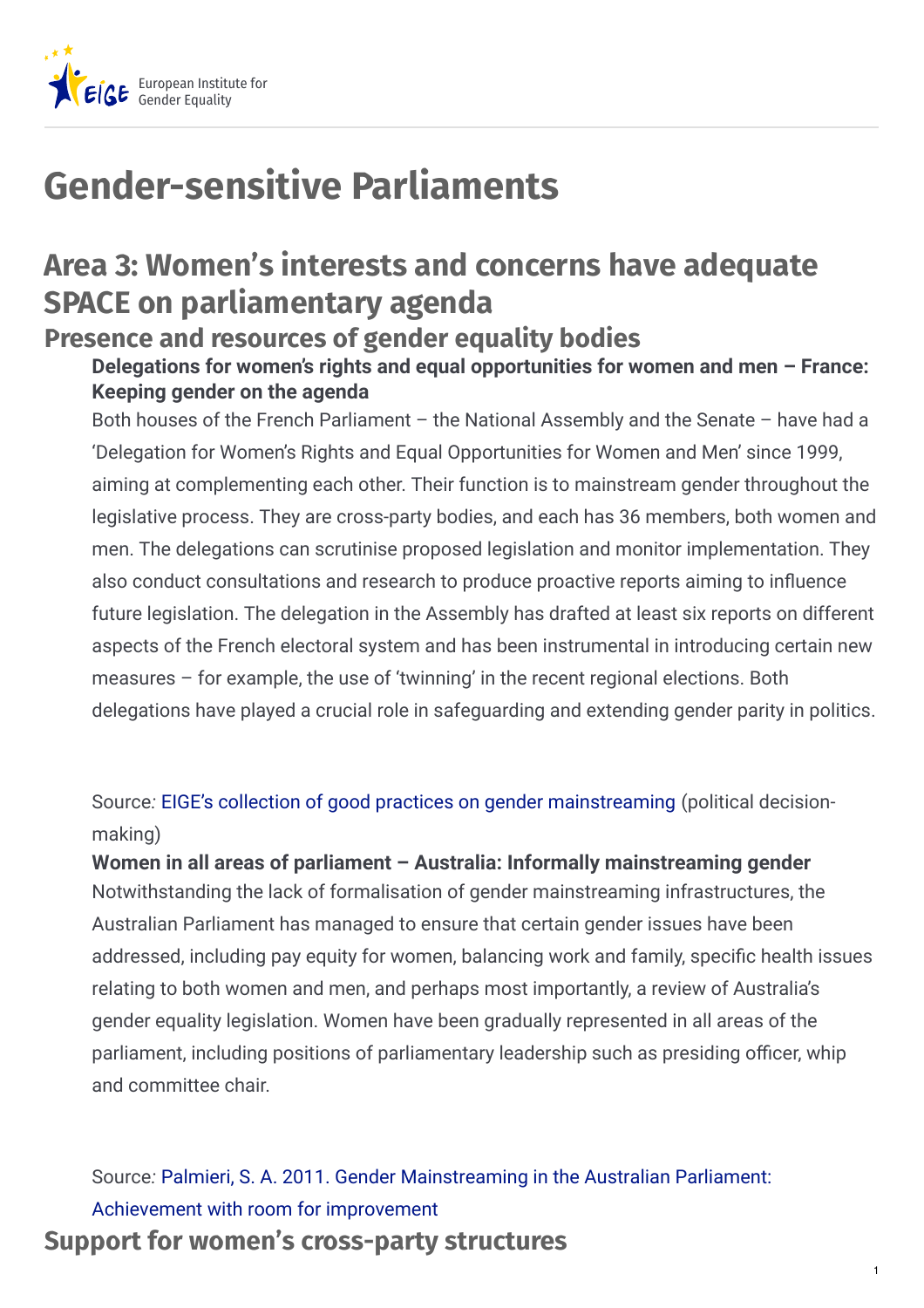# Gender-sensitive Parliaments

## Area 3: Women's interests and concerns have adequate SPACE on parliamentary agenda

### Presence and resources of gender equality bodies

**Delegations for women's rights and equal opportunities for women and men – France: Keeping gender on the agenda**

Both houses of the French Parliament – the National Assembly and the Senate – have had a 'Delegation for Women's Rights and Equal Opportunities for Women and Men' since 1999, aiming at complementing each other. Their function is to mainstream gender throughout the legislative process. They are cross-party bodies, and each has 36 members, both women and men. The delegations can scrutinise proposed legislation and monitor implementation. They also conduct consultations and research to produce proactive reports aiming to influence future legislation. The delegation in the Assembly has drafted at least six reports on different aspects of the French electoral system and has been instrumental in introducing certain new measures – for example, the use of 'twinning' in the recent regional elections. Both delegations have played a crucial role in safeguarding and extending gender parity in politics.

Source*:* EIGE's collection of good practices on gender mainstreaming (political decision-making)

**Women in all areas of parliament – Australia: Informally mainstreaming gender**

Notwithstanding the lack of formalisation of gender mainstreaming infrastructures, the Australian Parliament has managed to ensure that certain gender issues have been addressed, including pay equity for women, balancing work and family, specific health issues relating to both women and men, and perhaps most importantly, a review of Australia's gender equality legislation. Women have been gradually represented in all areas of the parliament, including positions of parliamentary leadership such as presiding officer, whip and committee chair.

Source*:* Palmieri, S. A. 2011. Gender Mainstreaming in the Australian Parliament: Achievement with room for improvement

### Support for women's cross-party structures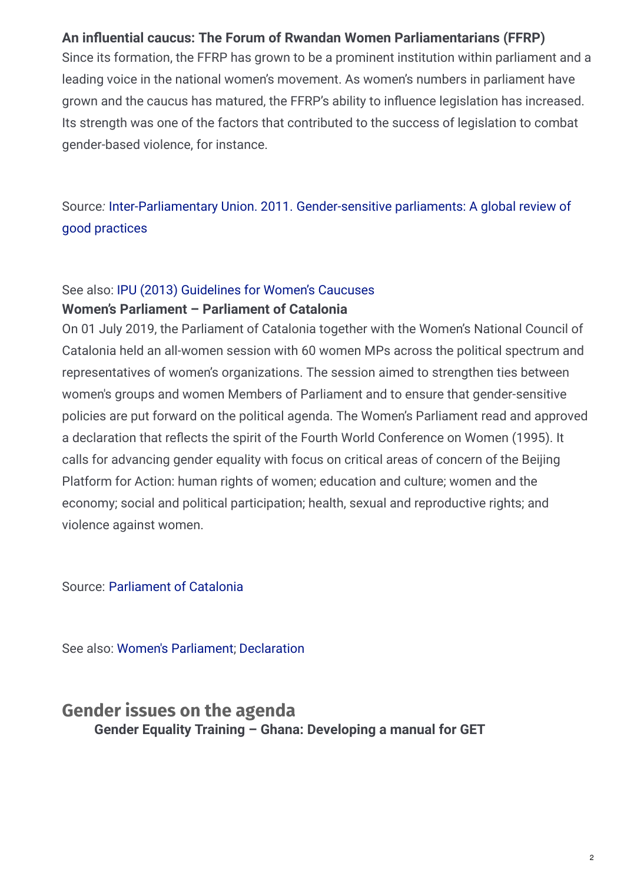**An influential caucus: The Forum of Rwandan Women Parliamentarians (FFRP)**

Since its formation, the FFRP has grown to be a prominent institution within parliament and a leading voice in the national women's movement. As women's numbers in parliament have grown and the caucus has matured, the FFRP's ability to influence legislation has increased. Its strength was one of the factors that contributed to the success of legislation to combat gender-based violence, for instance.

Source: Inter-Parliamentary Union. 2011. Gender-sensitive parliaments: A global review of good practices

See also: IPU (2013) Guidelines for Women's Caucuses

**Women's Parliament – Parliament of Catalonia**

On 01 July 2019, the Parliament of Catalonia together with the Women's National Council of Catalonia held an all-women session with 60 women MPs across the political spectrum and representatives of women's organizations. The session aimed to strengthen ties between women's groups and women Members of Parliament and to ensure that gender-sensitive policies are put forward on the political agenda. The Women's Parliament read and approved a declaration that reflects the spirit of the Fourth World Conference on Women (1995). It calls for advancing gender equality with focus on critical areas of concern of the Beijing Platform for Action: human rights of women; education and culture; women and the economy; social and political participation; health, sexual and reproductive rights; and violence against women.

Source: Parliament of Catalonia

See also: Women's Parliament; Declaration

## Gender issues on the agenda

**Gender Equality Training – Ghana: Developing a manual for GET**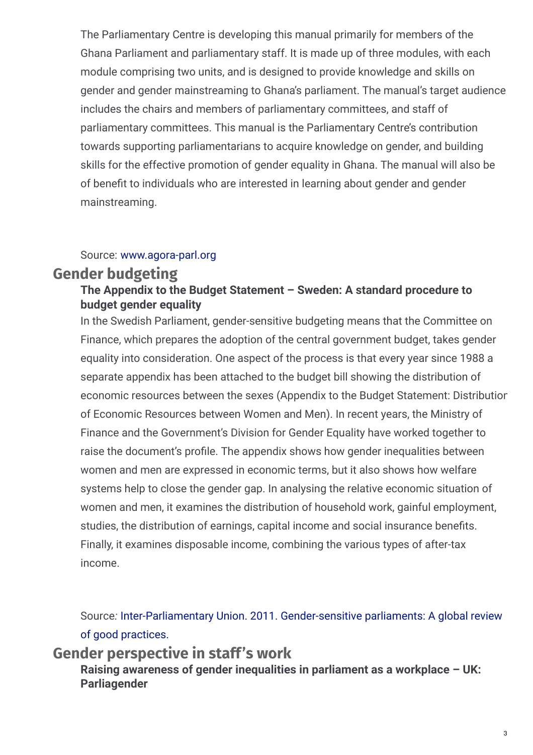The Parliamentary Centre is developing this manual primarily for members of the Ghana Parliament and parliamentary staff. It is made up of three modules, with each module comprising two units, and is designed to provide knowledge and skills on gender and gender mainstreaming to Ghana's parliament. The manual's target audience includes the chairs and members of parliamentary committees, and staff of parliamentary committees. This manual is the Parliamentary Centre's contribution towards supporting parliamentarians to acquire knowledge on gender, and building skills for the effective promotion of gender equality in Ghana. The manual will also be of benefit to individuals who are interested in learning about gender and gender mainstreaming.

Source: www.agora-parl.org

## Gender budgeting

### The Appendix to the Budget Statement – Sweden: A standard procedure to budget gender equality

In the Swedish Parliament, gender-sensitive budgeting means that the Committee on Finance, which prepares the adoption of the central government budget, takes gender equality into consideration. One aspect of the process is that every year since 1988 a separate appendix has been attached to the budget bill showing the distribution of economic resources between the sexes (Appendix to the Budget Statement: Distributior of Economic Resources between Women and Men). In recent years, the Ministry of Finance and the Government's Division for Gender Equality have worked together to raise the document's profile. The appendix shows how gender inequalities between women and men are expressed in economic terms, but it also shows how welfare systems help to close the gender gap. In analysing the relative economic situation of women and men, it examines the distribution of household work, gainful employment, studies, the distribution of earnings, capital income and social insurance benefits. Finally, it examines disposable income, combining the various types of after-tax income.

Source: Inter-Parliamentary Union. 2011. Gender-sensitive parliaments: A global review of good practices.

## Gender perspective in staff's work

### Raising awareness of gender inequalities in parliament as a workplace – UK: Parliagender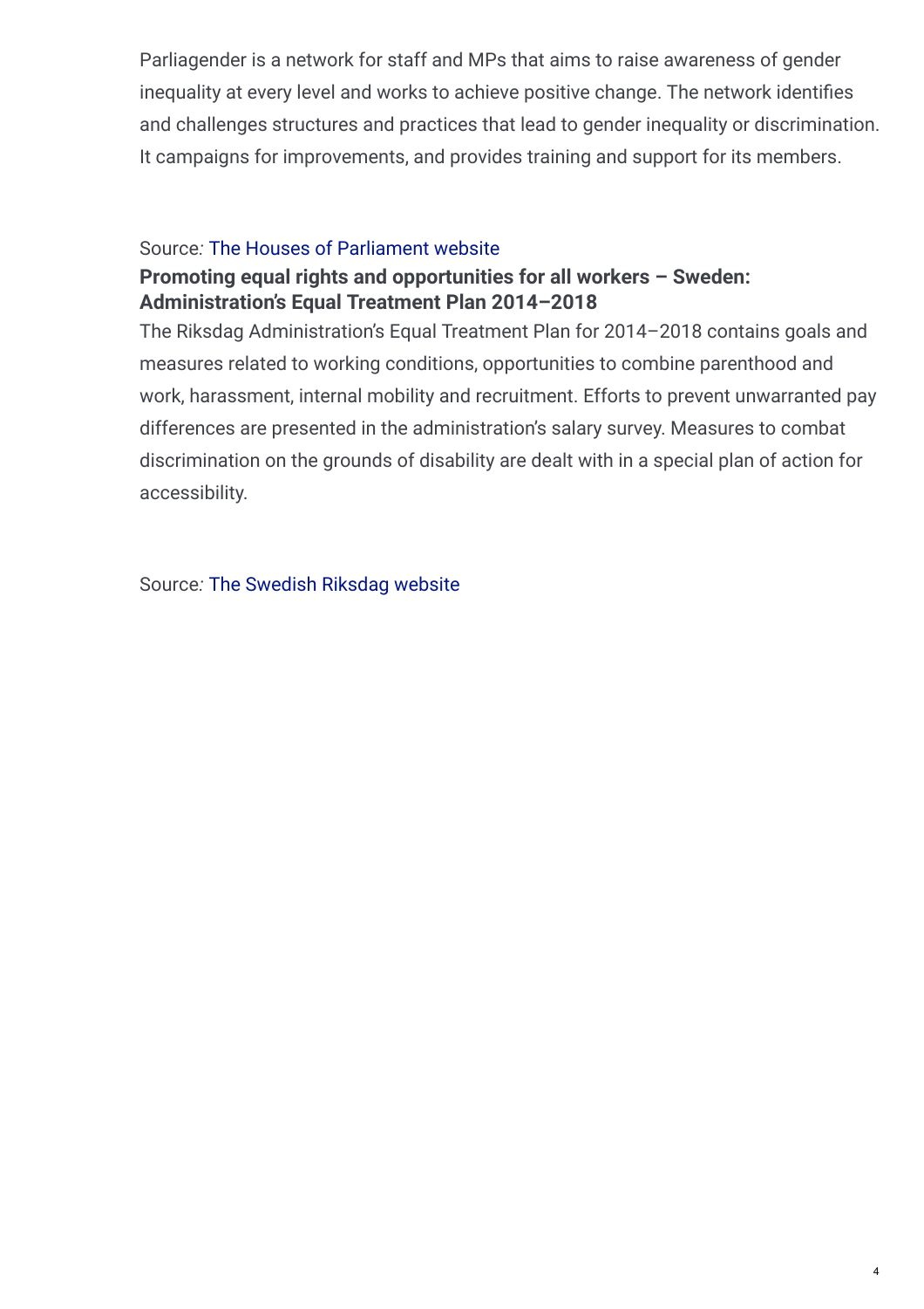Parliagender is a network for staff and MPs that aims to raise awareness of gender inequality at every level and works to achieve positive change. The network identifies and challenges structures and practices that lead to gender inequality or discrimination. It campaigns for improvements, and provides training and support for its members.

Source*:* The Houses of Parliament website

**Promoting equal rights and opportunities for all workers – Sweden: Administration's Equal Treatment Plan 2014–2018**

The Riksdag Administration's Equal Treatment Plan for 2014–2018 contains goals and measures related to working conditions, opportunities to combine parenthood and work, harassment, internal mobility and recruitment. Efforts to prevent unwarranted pay differences are presented in the administration's salary survey. Measures to combat discrimination on the grounds of disability are dealt with in a special plan of action for accessibility.

Source*:* The Swedish Riksdag website